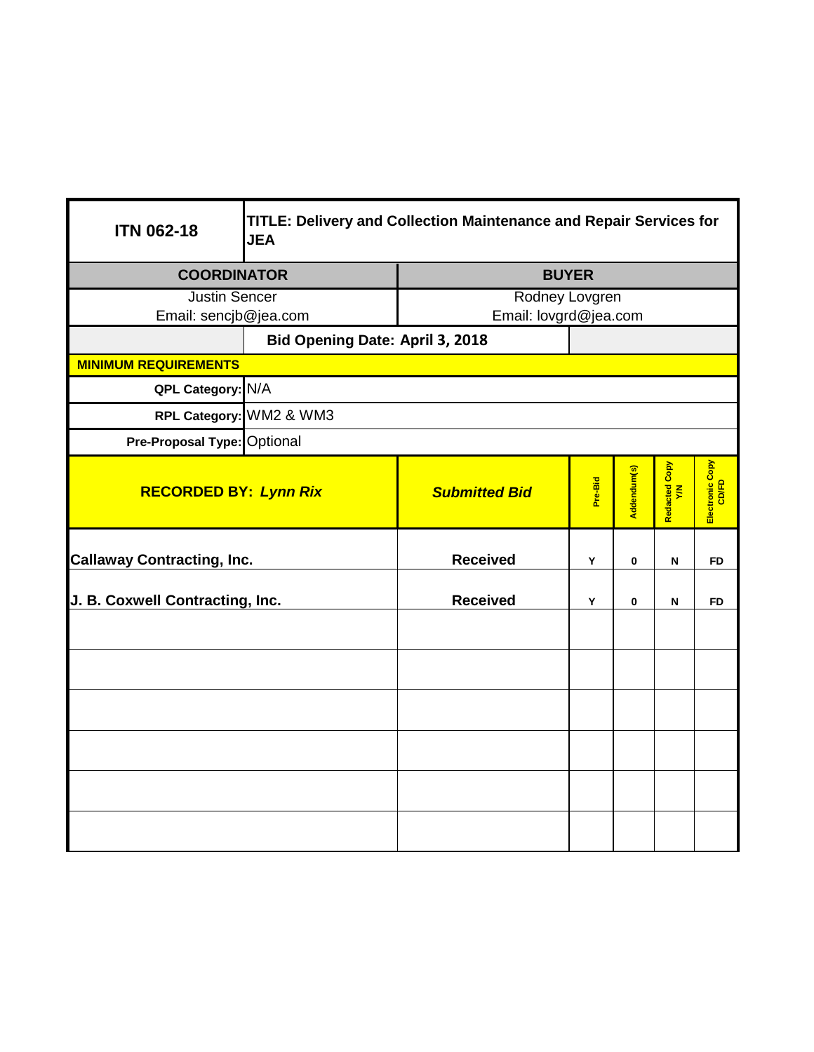| ITN 062-18 | TITLE: Delivery and Collection Maintenance and Repair Services for JEA | | | | | |
|---|---|---|---|---|---|---|
| **COORDINATOR** | | **BUYER** | | | | |
| Justin Sencer<br>Email: sencjb@jea.com | | Rodney Lovgren<br>Email: lovgrd@jea.com | | | | |
| | **Bid Opening Date: April 3, 2018** | | | | | |
| **MINIMUM REQUIREMENTS** | | | | | | |
| **QPL Category:** | N/A | | | | | |
| **RPL Category:** | WM2 & WM3 | | | | | |
| **Pre-Proposal Type:** | Optional | | | | | |
| **RECORDED BY: *Lynn Rix*** | | ***Submitted Bid*** | **Pre-Bid** | **Addendum(s)** | **Redacted Copy Y/N** | **Electronic Copy CD/FD** |
| **Callaway Contracting, Inc.** | | **Received** | Y | 0 | N | FD |
| **J. B. Coxwell Contracting, Inc.** | | **Received** | Y | 0 | N | FD |
| | | | | | | |
| | | | | | | |
| | | | | | | |
| | | | | | | |
| | | | | | | |
| | | | | | | |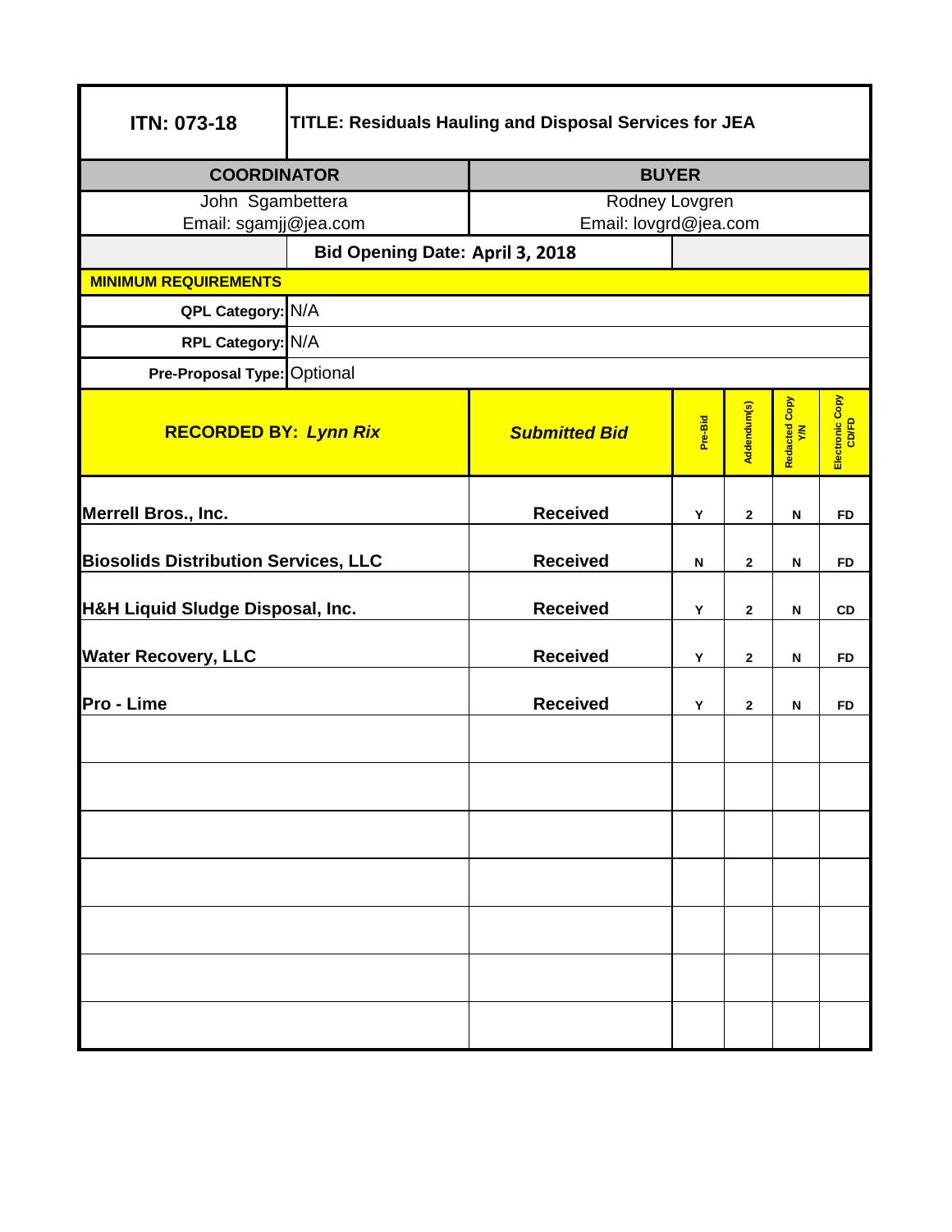| ITN: 073-18 | TITLE: Residuals Hauling and Disposal Services for JEA | | | | | |
|---|---|---|---|---|---|---|
| **COORDINATOR** | | **BUYER** | | | | |
| John Sgambettera<br>Email: sgamjj@jea.com | | Rodney Lovgren<br>Email: lovgrd@jea.com | | | | |
| | **Bid Opening Date: April 3, 2018** | | | | | |
| **MINIMUM REQUIREMENTS** | | | | | | |
| **QPL Category:** | N/A | | | | | |
| **RPL Category:** | N/A | | | | | |
| **Pre-Proposal Type:** | Optional | | | | | |
| **RECORDED BY:** ***Lynn Rix*** | | ***Submitted Bid*** | **Pre-Bid** | **Addendum(s)** | **Redacted Copy Y/N** | **Electronic Copy CD/FD** |
| **Merrell Bros., Inc.** | | **Received** | **Y** | **2** | **N** | **FD** |
| **Biosolids Distribution Services, LLC** | | **Received** | **N** | **2** | **N** | **FD** |
| **H&H Liquid Sludge Disposal, Inc.** | | **Received** | **Y** | **2** | **N** | **CD** |
| **Water Recovery, LLC** | | **Received** | **Y** | **2** | **N** | **FD** |
| **Pro - Lime** | | **Received** | **Y** | **2** | **N** | **FD** |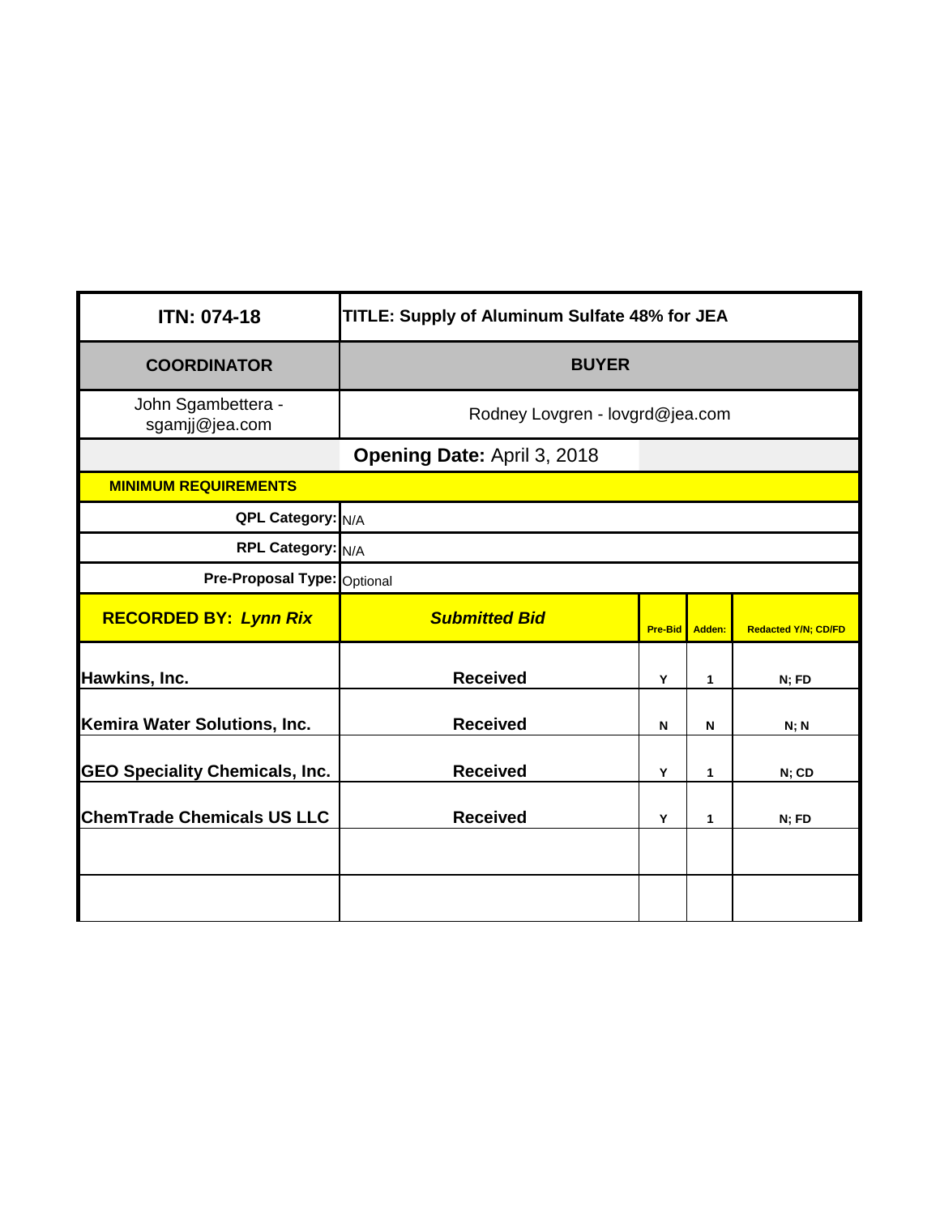| | | | | |
|---|---|---|---|---|
| **ITN: 074-18** | **TITLE: Supply of Aluminum Sulfate 48% for JEA** | | | |
| **COORDINATOR** | **BUYER** | | | |
| John Sgambettera - sgamjj@jea.com | Rodney Lovgren - lovgrd@jea.com | | | |
| | **Opening Date:** April 3, 2018 | | | |
| **MINIMUM REQUIREMENTS** | | | | |
| **QPL Category:** | N/A | | | |
| **RPL Category:** | N/A | | | |
| **Pre-Proposal Type:** | Optional | | | |
| **RECORDED BY:** ***Lynn Rix*** | ***Submitted Bid*** | **Pre-Bid** | **Adden:** | **Redacted Y/N; CD/FD** |
| **Hawkins, Inc.** | **Received** | **Y** | **1** | **N; FD** |
| **Kemira Water Solutions, Inc.** | **Received** | **N** | **N** | **N; N** |
| **GEO Speciality Chemicals, Inc.** | **Received** | **Y** | **1** | **N; CD** |
| **ChemTrade Chemicals US LLC** | **Received** | **Y** | **1** | **N; FD** |
| | | | | |
| | | | | |